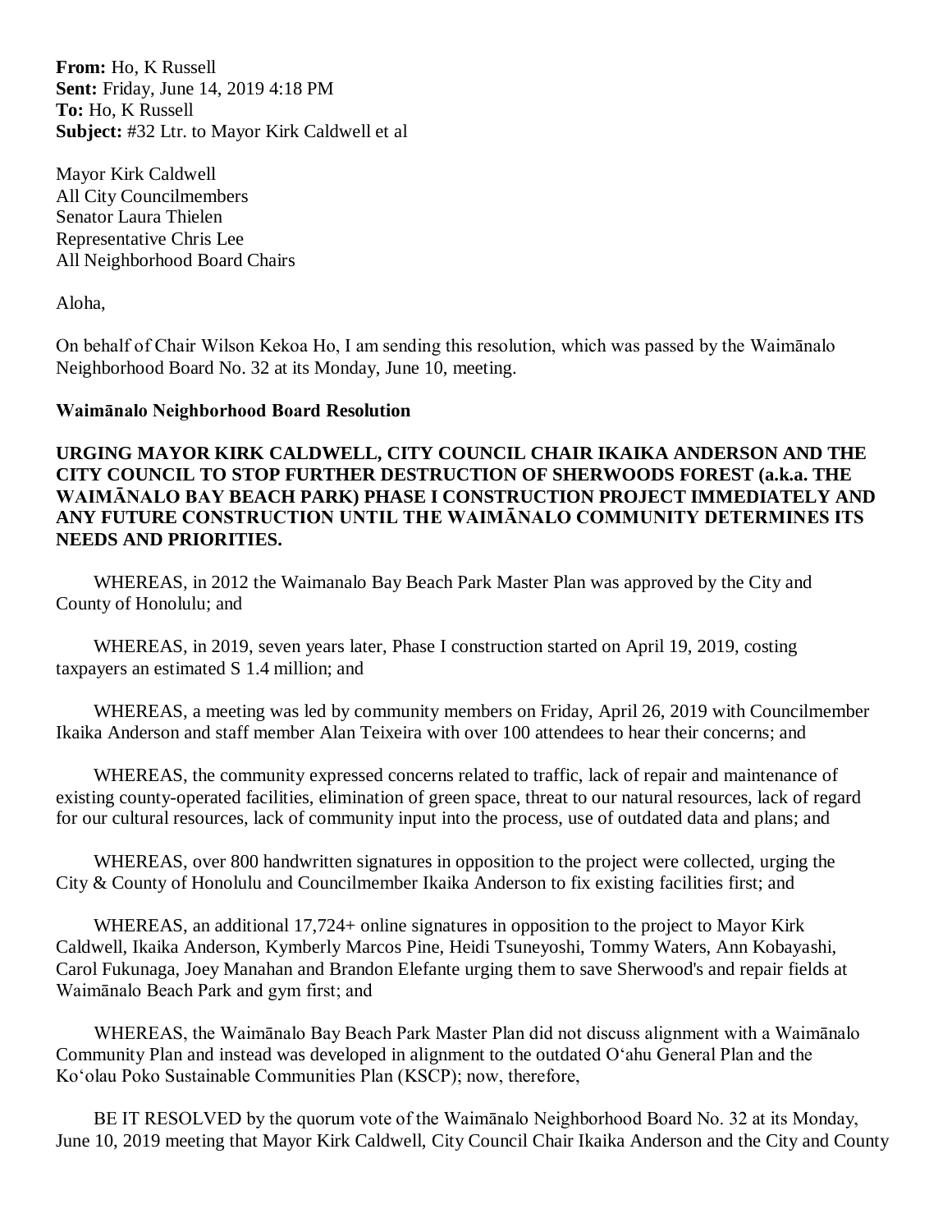**From:** Ho, K Russell
**Sent:** Friday, June 14, 2019 4:18 PM
**To:** Ho, K Russell
**Subject:** #32 Ltr. to Mayor Kirk Caldwell et al

Mayor Kirk Caldwell
All City Councilmembers
Senator Laura Thielen
Representative Chris Lee
All Neighborhood Board Chairs

Aloha,

On behalf of Chair Wilson Kekoa Ho, I am sending this resolution, which was passed by the Waimānalo Neighborhood Board No. 32 at its Monday, June 10, meeting.

**Waimānalo Neighborhood Board Resolution**

**URGING MAYOR KIRK CALDWELL, CITY COUNCIL CHAIR IKAIKA ANDERSON AND THE CITY COUNCIL TO STOP FURTHER DESTRUCTION OF SHERWOODS FOREST (a.k.a. THE WAIMĀNALO BAY BEACH PARK) PHASE I CONSTRUCTION PROJECT IMMEDIATELY AND ANY FUTURE CONSTRUCTION UNTIL THE WAIMĀNALO COMMUNITY DETERMINES ITS NEEDS AND PRIORITIES.**

WHEREAS, in 2012 the Waimanalo Bay Beach Park Master Plan was approved by the City and County of Honolulu; and

WHEREAS, in 2019, seven years later, Phase I construction started on April 19, 2019, costing taxpayers an estimated S 1.4 million; and

WHEREAS, a meeting was led by community members on Friday, April 26, 2019 with Councilmember Ikaika Anderson and staff member Alan Teixeira with over 100 attendees to hear their concerns; and

WHEREAS, the community expressed concerns related to traffic, lack of repair and maintenance of existing county-operated facilities, elimination of green space, threat to our natural resources, lack of regard for our cultural resources, lack of community input into the process, use of outdated data and plans; and

WHEREAS, over 800 handwritten signatures in opposition to the project were collected, urging the City & County of Honolulu and Councilmember Ikaika Anderson to fix existing facilities first; and

WHEREAS, an additional 17,724+ online signatures in opposition to the project to Mayor Kirk Caldwell, Ikaika Anderson, Kymberly Marcos Pine, Heidi Tsuneyoshi, Tommy Waters, Ann Kobayashi, Carol Fukunaga, Joey Manahan and Brandon Elefante urging them to save Sherwood's and repair fields at Waimānalo Beach Park and gym first; and

WHEREAS, the Waimānalo Bay Beach Park Master Plan did not discuss alignment with a Waimānalo Community Plan and instead was developed in alignment to the outdated Oʻahu General Plan and the Koʻolau Poko Sustainable Communities Plan (KSCP); now, therefore,

BE IT RESOLVED by the quorum vote of the Waimānalo Neighborhood Board No. 32 at its Monday, June 10, 2019 meeting that Mayor Kirk Caldwell, City Council Chair Ikaika Anderson and the City and County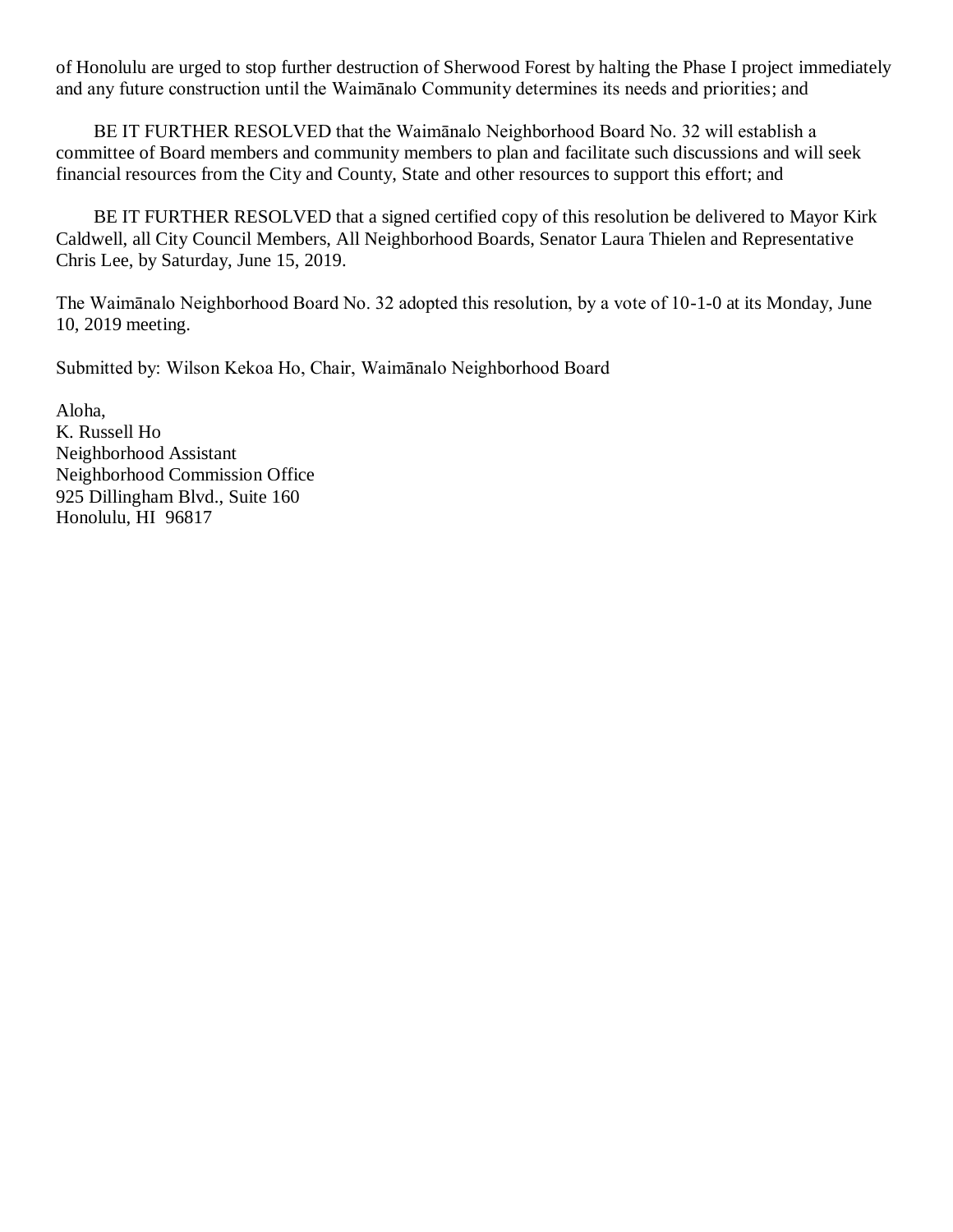of Honolulu are urged to stop further destruction of Sherwood Forest by halting the Phase I project immediately and any future construction until the Waimānalo Community determines its needs and priorities; and

BE IT FURTHER RESOLVED that the Waimānalo Neighborhood Board No. 32 will establish a committee of Board members and community members to plan and facilitate such discussions and will seek financial resources from the City and County, State and other resources to support this effort; and

BE IT FURTHER RESOLVED that a signed certified copy of this resolution be delivered to Mayor Kirk Caldwell, all City Council Members, All Neighborhood Boards, Senator Laura Thielen and Representative Chris Lee, by Saturday, June 15, 2019.

The Waimānalo Neighborhood Board No. 32 adopted this resolution, by a vote of 10-1-0 at its Monday, June 10, 2019 meeting.

Submitted by: Wilson Kekoa Ho, Chair, Waimānalo Neighborhood Board

Aloha,
K. Russell Ho
Neighborhood Assistant
Neighborhood Commission Office
925 Dillingham Blvd., Suite 160
Honolulu, HI 96817